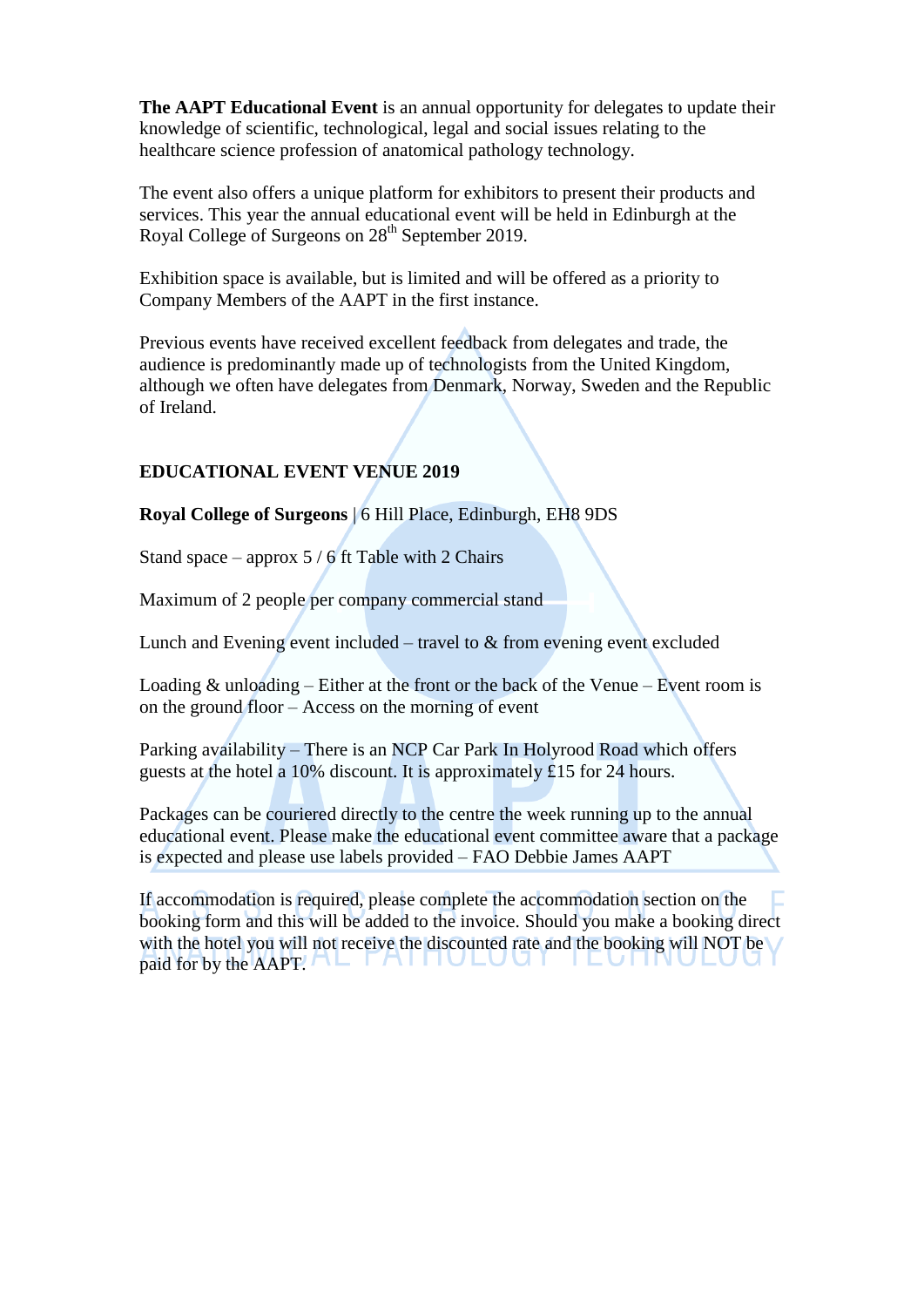**The AAPT Educational Event** is an annual opportunity for delegates to update their knowledge of scientific, technological, legal and social issues relating to the healthcare science profession of anatomical pathology technology.

The event also offers a unique platform for exhibitors to present their products and services. This year the annual educational event will be held in Edinburgh at the Royal College of Surgeons on 28th September 2019.

Exhibition space is available, but is limited and will be offered as a priority to Company Members of the AAPT in the first instance.

Previous events have received excellent feedback from delegates and trade, the audience is predominantly made up of technologists from the United Kingdom, although we often have delegates from Denmark, Norway, Sweden and the Republic of Ireland.

## EDUCATIONAL EVENT VENUE 2019

**Royal College of Surgeons** | 6 Hill Place, Edinburgh, EH8 9DS

Stand space – approx 5 / 6 ft Table with 2 Chairs

Maximum of 2 people per company commercial stand

Lunch and Evening event included – travel to & from evening event excluded

Loading & unloading – Either at the front or the back of the Venue – Event room is on the ground floor – Access on the morning of event

Parking availability – There is an NCP Car Park In Holyrood Road which offers guests at the hotel a 10% discount. It is approximately £15 for 24 hours.

Packages can be couriered directly to the centre the week running up to the annual educational event. Please make the educational event committee aware that a package is expected and please use labels provided – FAO Debbie James AAPT

If accommodation is required, please complete the accommodation section on the booking form and this will be added to the invoice. Should you make a booking direct with the hotel you will not receive the discounted rate and the booking will NOT be paid for by the AAPT.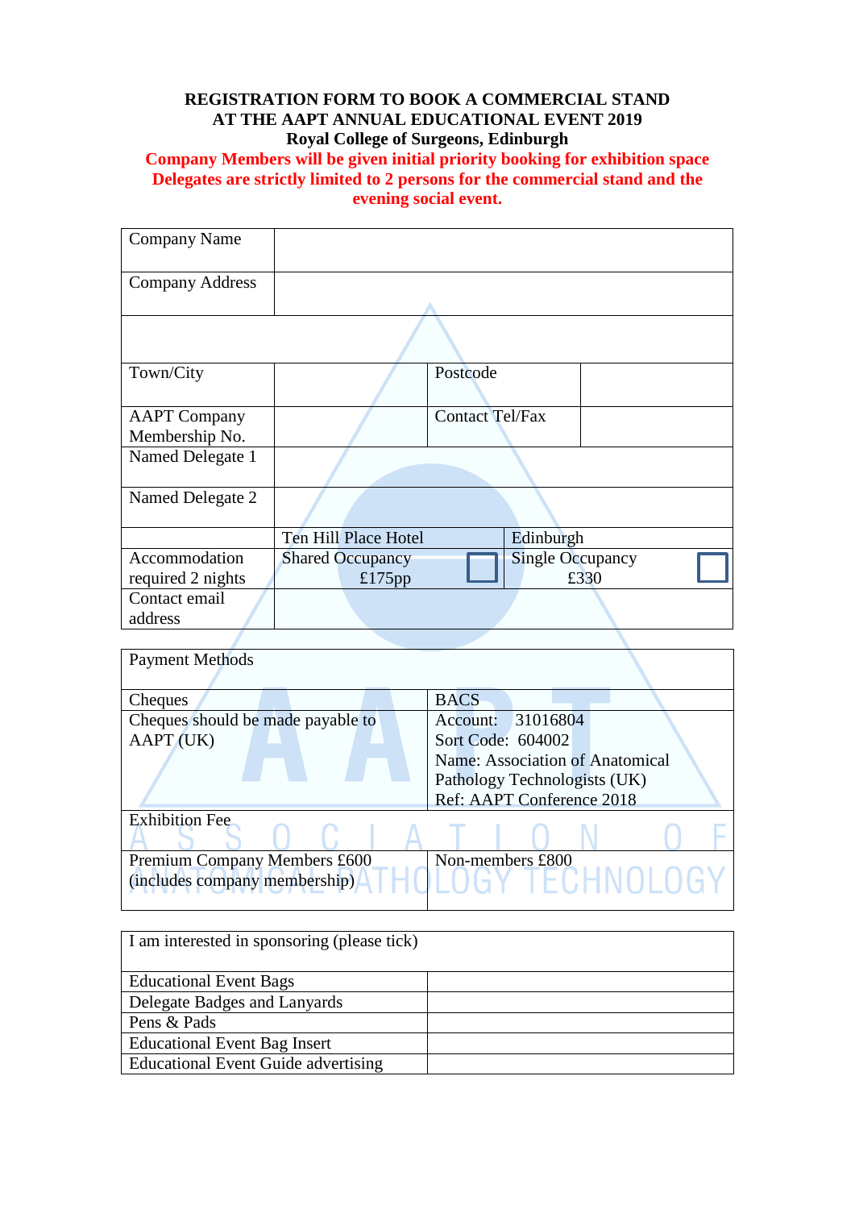**REGISTRATION FORM TO BOOK A COMMERCIAL STAND**
**AT THE AAPT ANNUAL EDUCATIONAL EVENT 2019**
**Royal College of Surgeons, Edinburgh**
**Company Members will be given initial priority booking for exhibition space**
**Delegates are strictly limited to 2 persons for the commercial stand and the evening social event.**

| | | | |
|---|---|---|---|
| Company Name | | | |
| Company Address | | | |
| | | | |
| Town/City | | Postcode | |
| AAPT Company Membership No. | | Contact Tel/Fax | |
| Named Delegate 1 | | | |
| Named Delegate 2 | | | |
| | Ten Hill Place Hotel | Edinburgh | |
| Accommodation required 2 nights | Shared Occupancy £175pp ☐ | Single Occupancy £330 ☐ | |
| Contact email address | | | |

| | |
|---|---|
| Payment Methods | |
| Cheques | BACS |
| Cheques should be made payable to AAPT (UK) | Account: 31016804<br>Sort Code: 604002<br>Name: Association of Anatomical Pathology Technologists (UK)<br>Ref: AAPT Conference 2018 |
| Exhibition Fee | |
| Premium Company Members £600 (includes company membership) | Non-members £800 |

| | |
|---|---|
| I am interested in sponsoring (please tick) | |
| Educational Event Bags | |
| Delegate Badges and Lanyards | |
| Pens & Pads | |
| Educational Event Bag Insert | |
| Educational Event Guide advertising | |